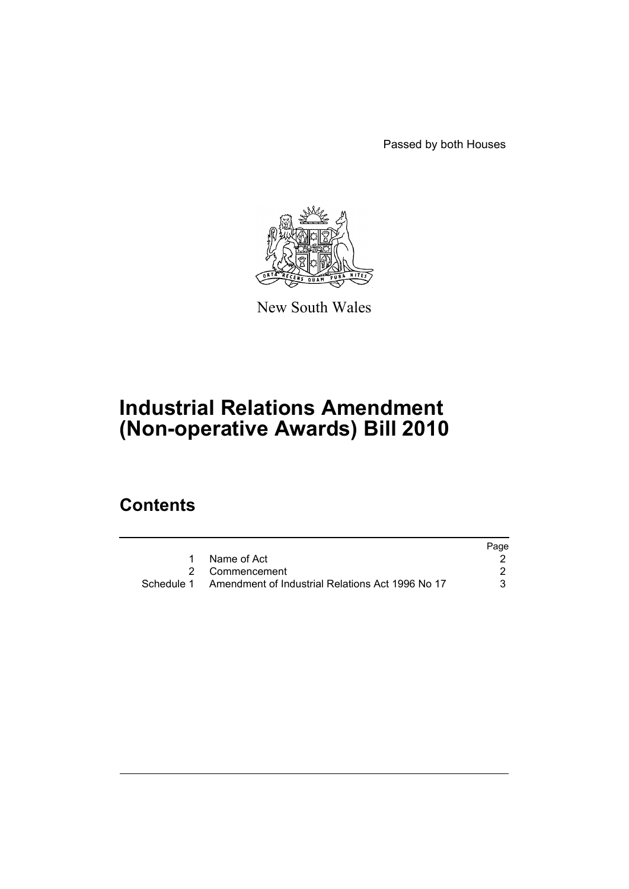Passed by both Houses

New South Wales

# Industrial Relations Amendment (Non-operative Awards) Bill 2010

## Contents

| | | Page |
|---|---|---|
| 1 | Name of Act | 2 |
| 2 | Commencement | 2 |
| Schedule 1 | Amendment of Industrial Relations Act 1996 No 17 | 3 |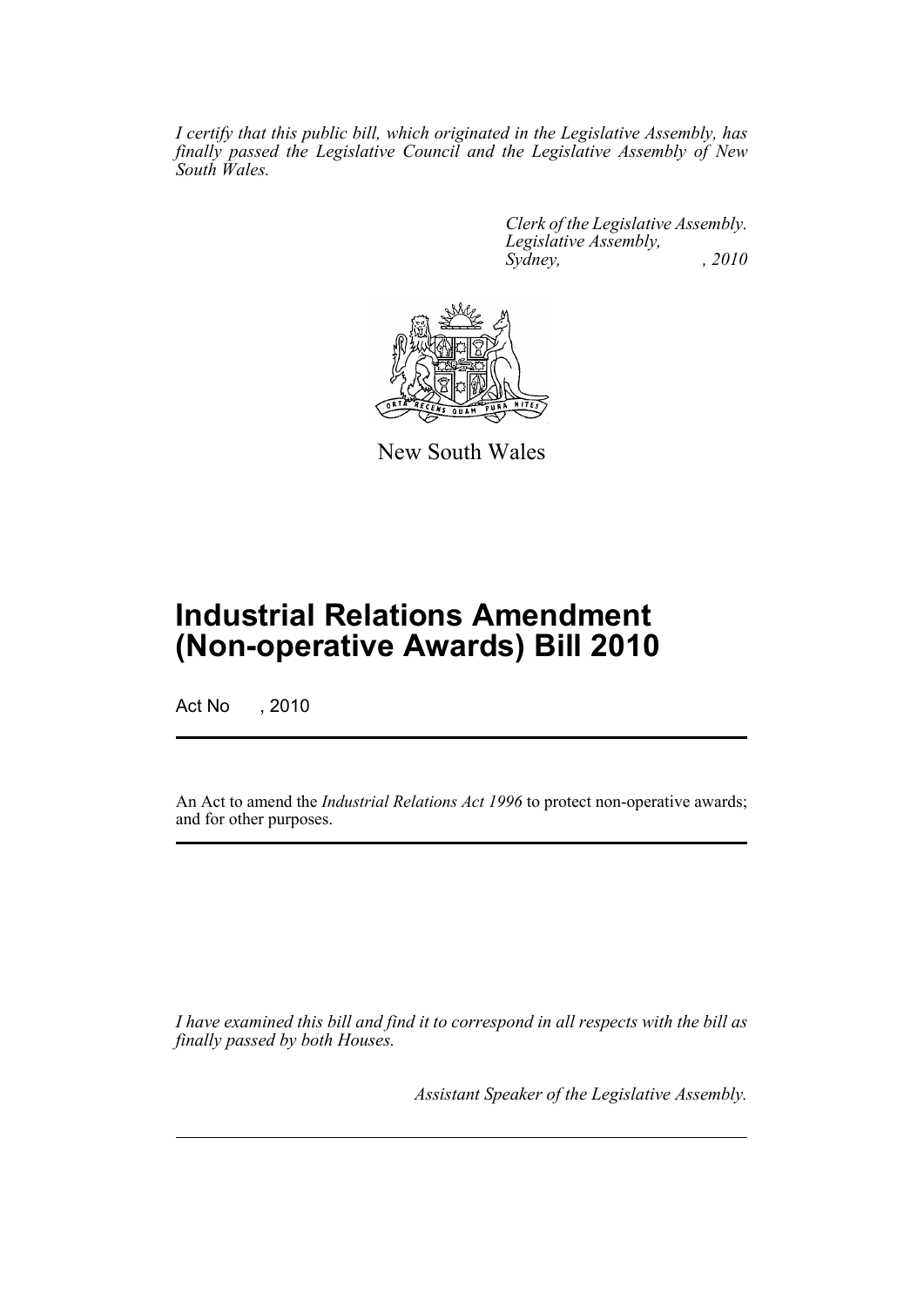*I certify that this public bill, which originated in the Legislative Assembly, has finally passed the Legislative Council and the Legislative Assembly of New South Wales.*

*Clerk of the Legislative Assembly.*
*Legislative Assembly,*
*Sydney, , 2010*

New South Wales

# Industrial Relations Amendment (Non-operative Awards) Bill 2010

Act No , 2010

An Act to amend the *Industrial Relations Act 1996* to protect non-operative awards; and for other purposes.

*I have examined this bill and find it to correspond in all respects with the bill as finally passed by both Houses.*

*Assistant Speaker of the Legislative Assembly.*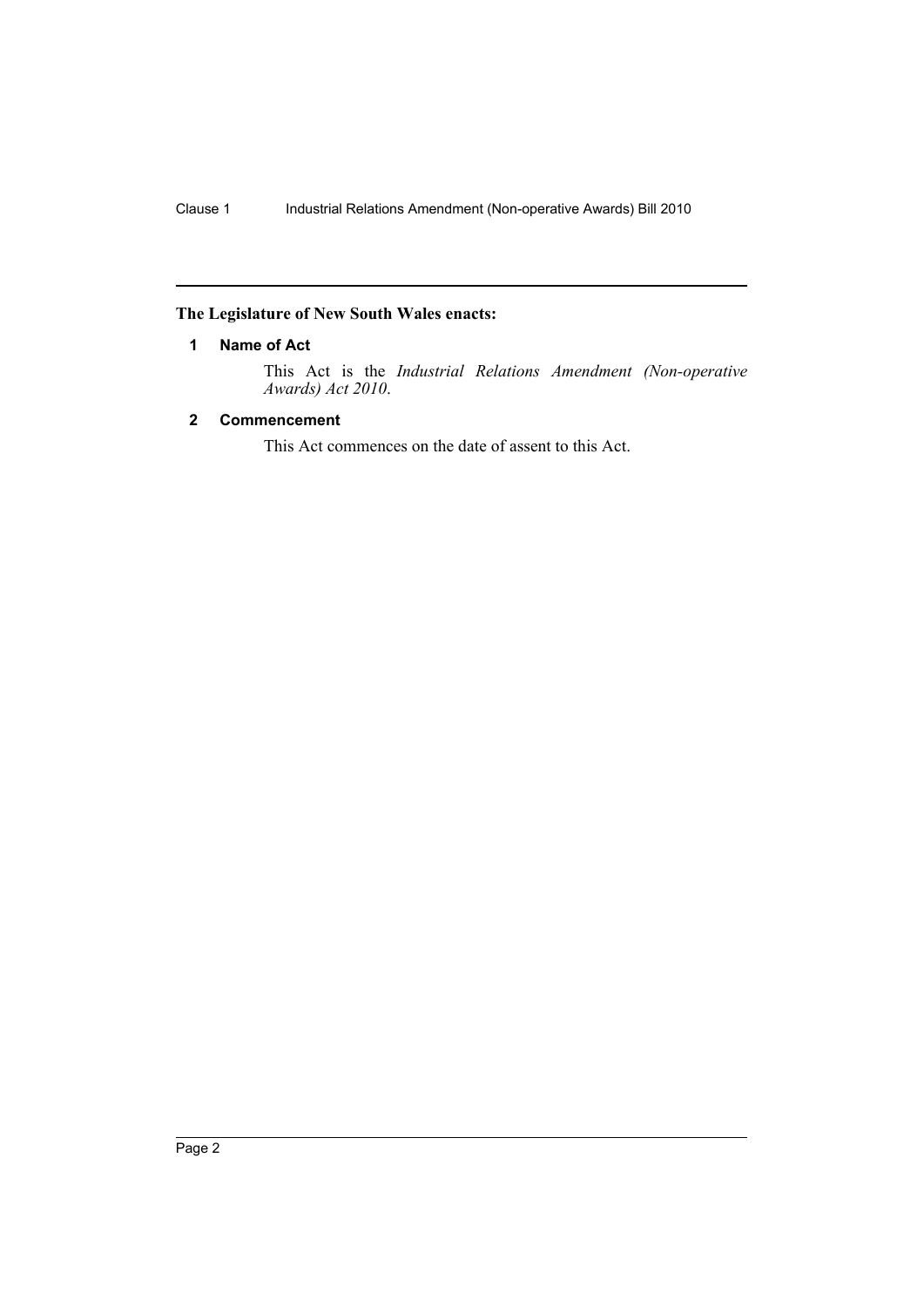**The Legislature of New South Wales enacts:**

## 1 Name of Act

This Act is the *Industrial Relations Amendment (Non-operative Awards) Act 2010*.

## 2 Commencement

This Act commences on the date of assent to this Act.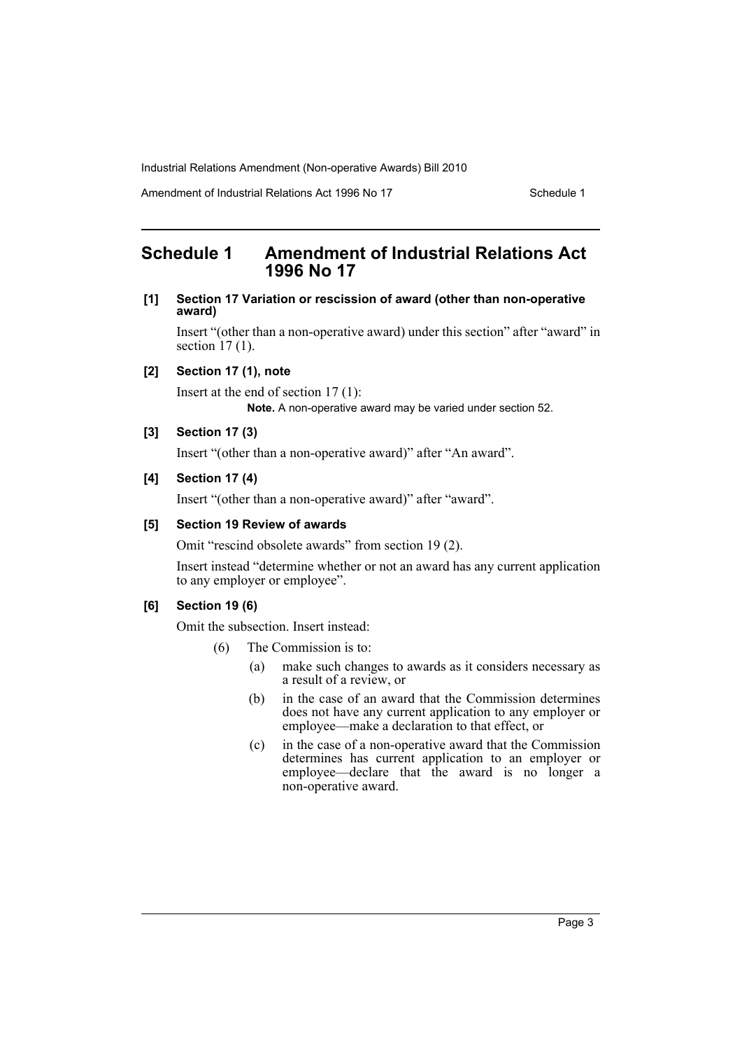# Schedule 1 Amendment of Industrial Relations Act 1996 No 17

**[1] Section 17 Variation or rescission of award (other than non-operative award)**

Insert "(other than a non-operative award) under this section" after "award" in section 17 (1).

**[2] Section 17 (1), note**

Insert at the end of section 17 (1):

**Note.** A non-operative award may be varied under section 52.

**[3] Section 17 (3)**

Insert "(other than a non-operative award)" after "An award".

**[4] Section 17 (4)**

Insert "(other than a non-operative award)" after "award".

**[5] Section 19 Review of awards**

Omit "rescind obsolete awards" from section 19 (2).

Insert instead "determine whether or not an award has any current application to any employer or employee".

**[6] Section 19 (6)**

Omit the subsection. Insert instead:

(6) The Commission is to:

(a) make such changes to awards as it considers necessary as a result of a review, or

(b) in the case of an award that the Commission determines does not have any current application to any employer or employee—make a declaration to that effect, or

(c) in the case of a non-operative award that the Commission determines has current application to an employer or employee—declare that the award is no longer a non-operative award.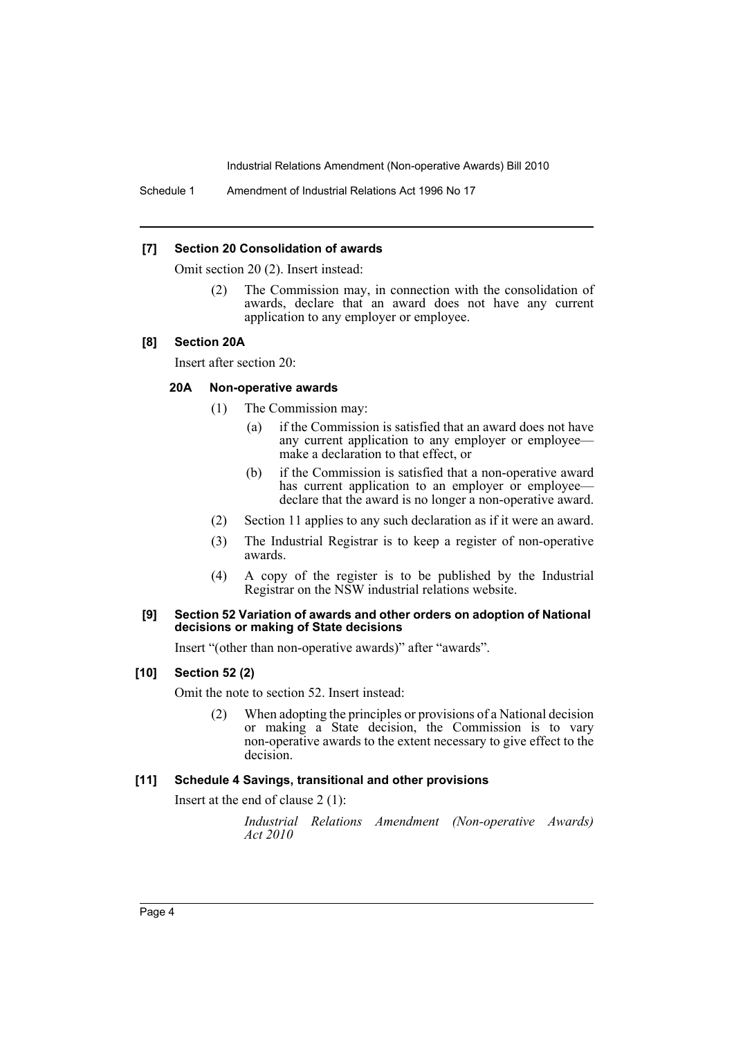**[7] Section 20 Consolidation of awards**

Omit section 20 (2). Insert instead:

> (2) The Commission may, in connection with the consolidation of awards, declare that an award does not have any current application to any employer or employee.

**[8] Section 20A**

Insert after section 20:

> **20A Non-operative awards**
>
> (1) The Commission may:
>
> (a) if the Commission is satisfied that an award does not have any current application to any employer or employee—make a declaration to that effect, or
>
> (b) if the Commission is satisfied that a non-operative award has current application to an employer or employee—declare that the award is no longer a non-operative award.
>
> (2) Section 11 applies to any such declaration as if it were an award.
>
> (3) The Industrial Registrar is to keep a register of non-operative awards.
>
> (4) A copy of the register is to be published by the Industrial Registrar on the NSW industrial relations website.

**[9] Section 52 Variation of awards and other orders on adoption of National decisions or making of State decisions**

Insert "(other than non-operative awards)" after "awards".

**[10] Section 52 (2)**

Omit the note to section 52. Insert instead:

> (2) When adopting the principles or provisions of a National decision or making a State decision, the Commission is to vary non-operative awards to the extent necessary to give effect to the decision.

**[11] Schedule 4 Savings, transitional and other provisions**

Insert at the end of clause 2 (1):

> *Industrial Relations Amendment (Non-operative Awards) Act 2010*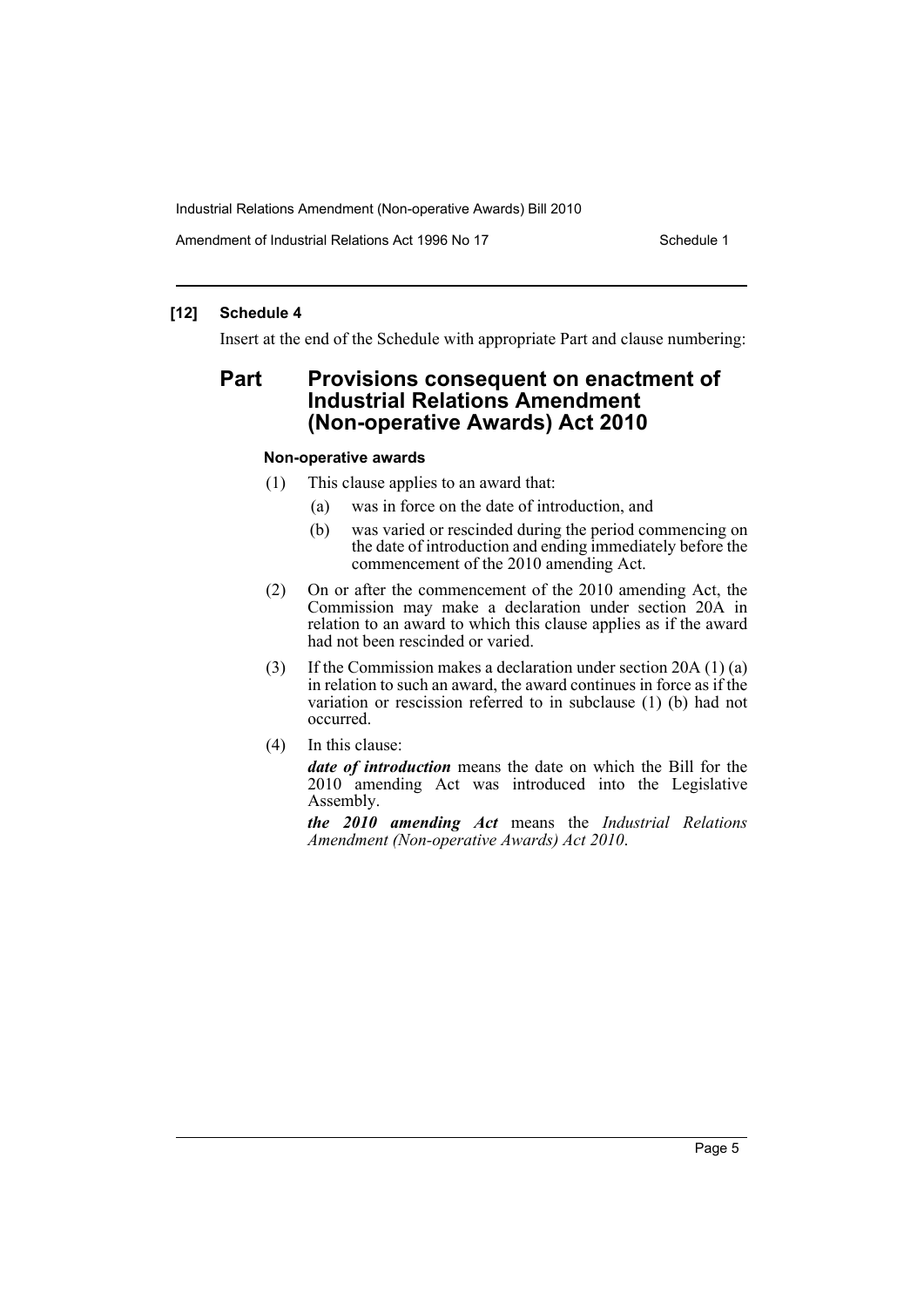### [12] Schedule 4

Insert at the end of the Schedule with appropriate Part and clause numbering:

## Part Provisions consequent on enactment of Industrial Relations Amendment (Non-operative Awards) Act 2010

#### Non-operative awards

(1) This clause applies to an award that:

(a) was in force on the date of introduction, and

(b) was varied or rescinded during the period commencing on the date of introduction and ending immediately before the commencement of the 2010 amending Act.

(2) On or after the commencement of the 2010 amending Act, the Commission may make a declaration under section 20A in relation to an award to which this clause applies as if the award had not been rescinded or varied.

(3) If the Commission makes a declaration under section 20A (1) (a) in relation to such an award, the award continues in force as if the variation or rescission referred to in subclause (1) (b) had not occurred.

(4) In this clause:

***date of introduction*** means the date on which the Bill for the 2010 amending Act was introduced into the Legislative Assembly.

***the 2010 amending Act*** means the *Industrial Relations Amendment (Non-operative Awards) Act 2010*.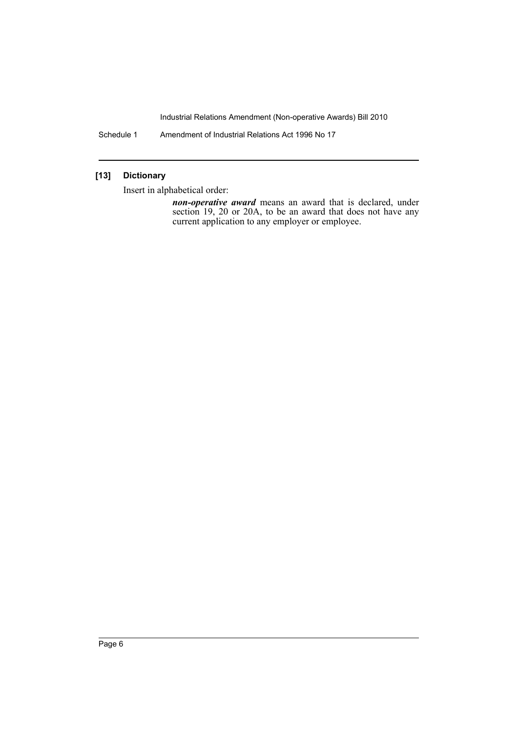### [13] Dictionary

Insert in alphabetical order:

> ***non-operative award*** means an award that is declared, under section 19, 20 or 20A, to be an award that does not have any current application to any employer or employee.